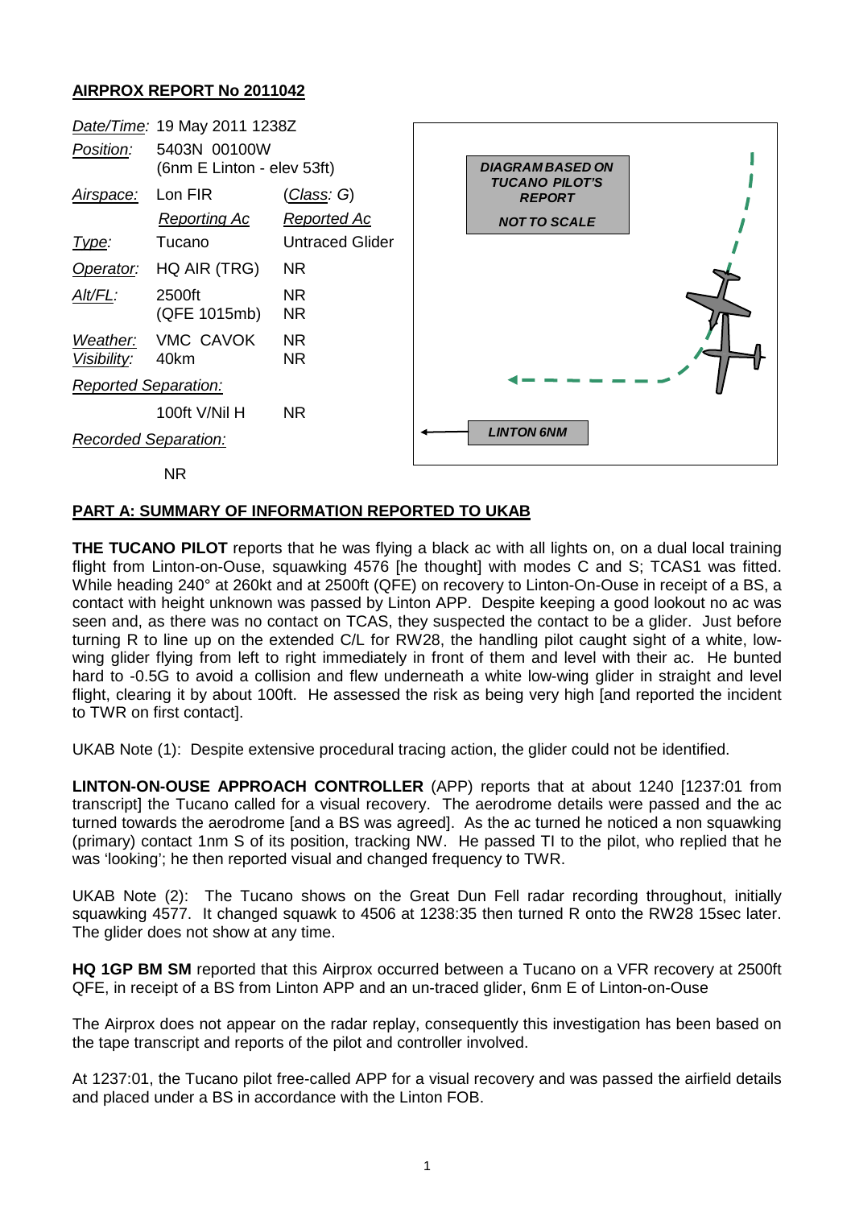## AIRPROX REPORT No 2011042

| *Date/Time:* | 19 May 2011 1238Z | |
|---|---|---|
| *Position:* | 5403N 00100W (6nm E Linton - elev 53ft) | |
| *Airspace:* | Lon FIR | (*Class:* G) |
| | *Reporting Ac* | *Reported Ac* |
| *Type:* | Tucano | Untraced Glider |
| *Operator:* | HQ AIR (TRG) | NR |
| *Alt/FL:* | 2500ft (QFE 1015mb) | NR NR |
| *Weather:* | VMC CAVOK | NR |
| *Visibility:* | 40km | NR |
| *Reported Separation:* | | |
| | 100ft V/Nil H | NR |
| *Recorded Separation:* | | |
| | NR | |

DIAGRAM BASED ON TUCANO PILOT'S REPORT

NOT TO SCALE

LINTON 6NM

### PART A: SUMMARY OF INFORMATION REPORTED TO UKAB

**THE TUCANO PILOT** reports that he was flying a black ac with all lights on, on a dual local training flight from Linton-on-Ouse, squawking 4576 [he thought] with modes C and S; TCAS1 was fitted. While heading 240° at 260kt and at 2500ft (QFE) on recovery to Linton-On-Ouse in receipt of a BS, a contact with height unknown was passed by Linton APP. Despite keeping a good lookout no ac was seen and, as there was no contact on TCAS, they suspected the contact to be a glider. Just before turning R to line up on the extended C/L for RW28, the handling pilot caught sight of a white, low-wing glider flying from left to right immediately in front of them and level with their ac. He bunted hard to -0.5G to avoid a collision and flew underneath a white low-wing glider in straight and level flight, clearing it by about 100ft. He assessed the risk as being very high [and reported the incident to TWR on first contact].

UKAB Note (1): Despite extensive procedural tracing action, the glider could not be identified.

**LINTON-ON-OUSE APPROACH CONTROLLER** (APP) reports that at about 1240 [1237:01 from transcript] the Tucano called for a visual recovery. The aerodrome details were passed and the ac turned towards the aerodrome [and a BS was agreed]. As the ac turned he noticed a non squawking (primary) contact 1nm S of its position, tracking NW. He passed TI to the pilot, who replied that he was 'looking'; he then reported visual and changed frequency to TWR.

UKAB Note (2): The Tucano shows on the Great Dun Fell radar recording throughout, initially squawking 4577. It changed squawk to 4506 at 1238:35 then turned R onto the RW28 15sec later. The glider does not show at any time.

**HQ 1GP BM SM** reported that this Airprox occurred between a Tucano on a VFR recovery at 2500ft QFE, in receipt of a BS from Linton APP and an un-traced glider, 6nm E of Linton-on-Ouse

The Airprox does not appear on the radar replay, consequently this investigation has been based on the tape transcript and reports of the pilot and controller involved.

At 1237:01, the Tucano pilot free-called APP for a visual recovery and was passed the airfield details and placed under a BS in accordance with the Linton FOB.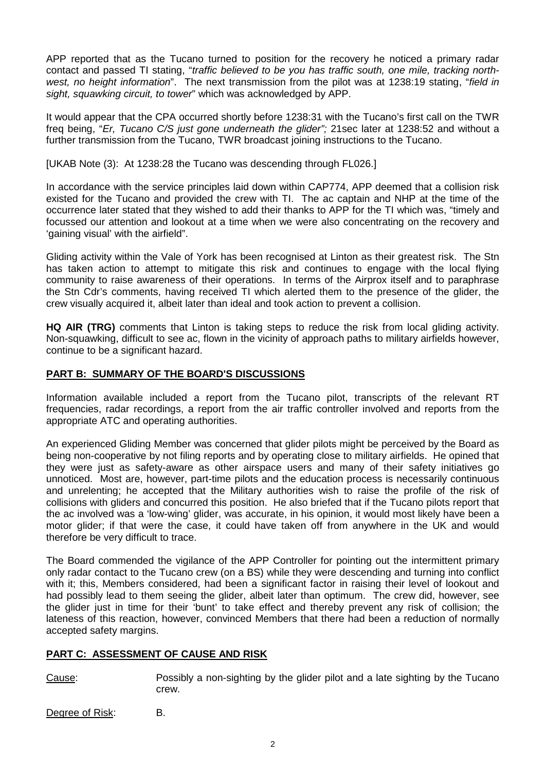APP reported that as the Tucano turned to position for the recovery he noticed a primary radar contact and passed TI stating, "*traffic believed to be you has traffic south, one mile, tracking north-west, no height information*". The next transmission from the pilot was at 1238:19 stating, "*field in sight, squawking circuit, to tower*" which was acknowledged by APP.

It would appear that the CPA occurred shortly before 1238:31 with the Tucano's first call on the TWR freq being, "*Er, Tucano C/S just gone underneath the glider";* 21sec later at 1238:52 and without a further transmission from the Tucano, TWR broadcast joining instructions to the Tucano.

[UKAB Note (3): At 1238:28 the Tucano was descending through FL026.]

In accordance with the service principles laid down within CAP774, APP deemed that a collision risk existed for the Tucano and provided the crew with TI. The ac captain and NHP at the time of the occurrence later stated that they wished to add their thanks to APP for the TI which was, "timely and focussed our attention and lookout at a time when we were also concentrating on the recovery and 'gaining visual' with the airfield".

Gliding activity within the Vale of York has been recognised at Linton as their greatest risk. The Stn has taken action to attempt to mitigate this risk and continues to engage with the local flying community to raise awareness of their operations. In terms of the Airprox itself and to paraphrase the Stn Cdr's comments, having received TI which alerted them to the presence of the glider, the crew visually acquired it, albeit later than ideal and took action to prevent a collision.

**HQ AIR (TRG)** comments that Linton is taking steps to reduce the risk from local gliding activity. Non-squawking, difficult to see ac, flown in the vicinity of approach paths to military airfields however, continue to be a significant hazard.

## PART B: SUMMARY OF THE BOARD'S DISCUSSIONS

Information available included a report from the Tucano pilot, transcripts of the relevant RT frequencies, radar recordings, a report from the air traffic controller involved and reports from the appropriate ATC and operating authorities.

An experienced Gliding Member was concerned that glider pilots might be perceived by the Board as being non-cooperative by not filing reports and by operating close to military airfields. He opined that they were just as safety-aware as other airspace users and many of their safety initiatives go unnoticed. Most are, however, part-time pilots and the education process is necessarily continuous and unrelenting; he accepted that the Military authorities wish to raise the profile of the risk of collisions with gliders and concurred this position. He also briefed that if the Tucano pilots report that the ac involved was a 'low-wing' glider, was accurate, in his opinion, it would most likely have been a motor glider; if that were the case, it could have taken off from anywhere in the UK and would therefore be very difficult to trace.

The Board commended the vigilance of the APP Controller for pointing out the intermittent primary only radar contact to the Tucano crew (on a BS) while they were descending and turning into conflict with it; this, Members considered, had been a significant factor in raising their level of lookout and had possibly lead to them seeing the glider, albeit later than optimum. The crew did, however, see the glider just in time for their 'bunt' to take effect and thereby prevent any risk of collision; the lateness of this reaction, however, convinced Members that there had been a reduction of normally accepted safety margins.

## PART C: ASSESSMENT OF CAUSE AND RISK

Cause: Possibly a non-sighting by the glider pilot and a late sighting by the Tucano crew.

Degree of Risk: B.